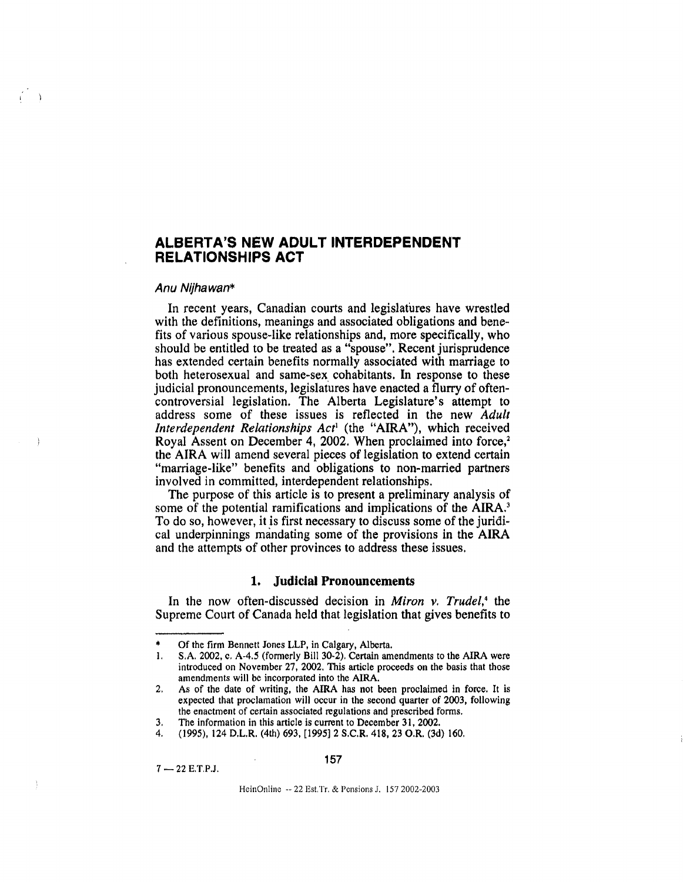# ALBERTA'S NEW ADULT INTERDEPENDENT RELATIONSHIPS ACT

*Anu Nijhawan\**

In recent years, Canadian courts and legislatures have wrestled with the definitions, meanings and associated obligations and benefits of various spouse-like relationships and, more specifically, who should be entitled to be treated as a "spouse". Recent jurisprudence has extended certain benefits normally associated with marriage to both heterosexual and same-sex cohabitants. In response to these judicial pronouncements, legislatures have enacted a flurry of often-controversial legislation. The Alberta Legislature's attempt to address some of these issues is reflected in the new *Adult Interdependent Relationships Act*[1] (the "AIRA"), which received Royal Assent on December 4, 2002. When proclaimed into force,[2] the AIRA will amend several pieces of legislation to extend certain "marriage-like" benefits and obligations to non-married partners involved in committed, interdependent relationships.

The purpose of this article is to present a preliminary analysis of some of the potential ramifications and implications of the AIRA.[3] To do so, however, it is first necessary to discuss some of the juridical underpinnings mandating some of the provisions in the AIRA and the attempts of other provinces to address these issues.

## 1. Judicial Pronouncements

In the now often-discussed decision in *Miron v. Trudel*,[4] the Supreme Court of Canada held that legislation that gives benefits to

---

\* Of the firm Bennett Jones LLP, in Calgary, Alberta.

1. S.A. 2002, c. A-4.5 (formerly Bill 30-2). Certain amendments to the AIRA were introduced on November 27, 2002. This article proceeds on the basis that those amendments will be incorporated into the AIRA.
2. As of the date of writing, the AIRA has not been proclaimed in force. It is expected that proclamation will occur in the second quarter of 2003, following the enactment of certain associated regulations and prescribed forms.
3. The information in this article is current to December 31, 2002.
4. (1995), 124 D.L.R. (4th) 693, [1995] 2 S.C.R. 418, 23 O.R. (3d) 160.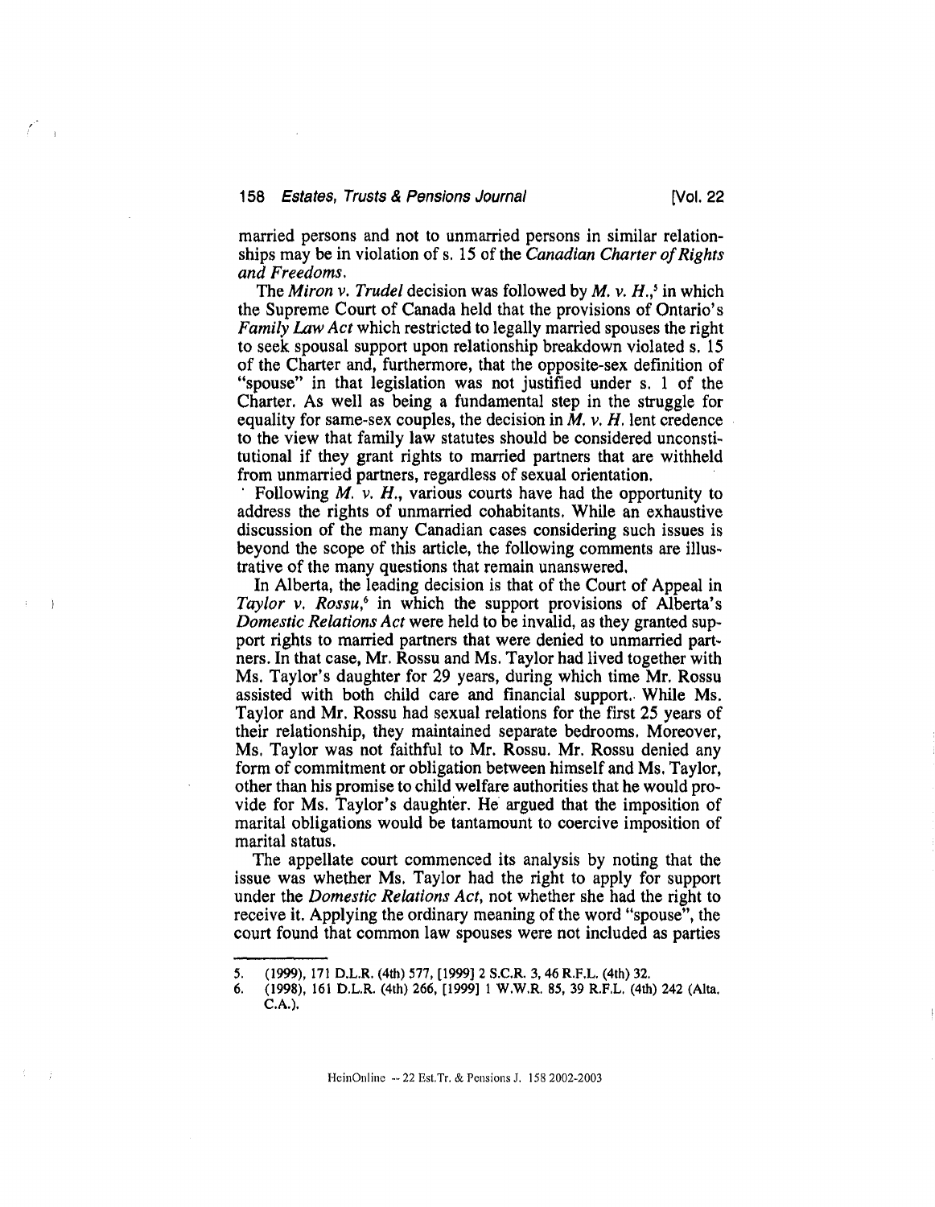married persons and not to unmarried persons in similar relationships may be in violation of s. 15 of the *Canadian Charter of Rights and Freedoms*.

The *Miron v. Trudel* decision was followed by *M. v. H.*,[5] in which the Supreme Court of Canada held that the provisions of Ontario's *Family Law Act* which restricted to legally married spouses the right to seek spousal support upon relationship breakdown violated s. 15 of the Charter and, furthermore, that the opposite-sex definition of "spouse" in that legislation was not justified under s. 1 of the Charter. As well as being a fundamental step in the struggle for equality for same-sex couples, the decision in *M. v. H.* lent credence to the view that family law statutes should be considered unconstitutional if they grant rights to married partners that are withheld from unmarried partners, regardless of sexual orientation.

Following *M. v. H.*, various courts have had the opportunity to address the rights of unmarried cohabitants. While an exhaustive discussion of the many Canadian cases considering such issues is beyond the scope of this article, the following comments are illustrative of the many questions that remain unanswered.

In Alberta, the leading decision is that of the Court of Appeal in *Taylor v. Rossu*,[6] in which the support provisions of Alberta's *Domestic Relations Act* were held to be invalid, as they granted support rights to married partners that were denied to unmarried partners. In that case, Mr. Rossu and Ms. Taylor had lived together with Ms. Taylor's daughter for 29 years, during which time Mr. Rossu assisted with both child care and financial support. While Ms. Taylor and Mr. Rossu had sexual relations for the first 25 years of their relationship, they maintained separate bedrooms. Moreover, Ms. Taylor was not faithful to Mr. Rossu. Mr. Rossu denied any form of commitment or obligation between himself and Ms. Taylor, other than his promise to child welfare authorities that he would provide for Ms. Taylor's daughter. He argued that the imposition of marital obligations would be tantamount to coercive imposition of marital status.

The appellate court commenced its analysis by noting that the issue was whether Ms. Taylor had the right to apply for support under the *Domestic Relations Act*, not whether she had the right to receive it. Applying the ordinary meaning of the word "spouse", the court found that common law spouses were not included as parties

---

5. (1999), 171 D.L.R. (4th) 577, [1999] 2 S.C.R. 3, 46 R.F.L. (4th) 32.
6. (1998), 161 D.L.R. (4th) 266, [1999] 1 W.W.R. 85, 39 R.F.L. (4th) 242 (Alta. C.A.).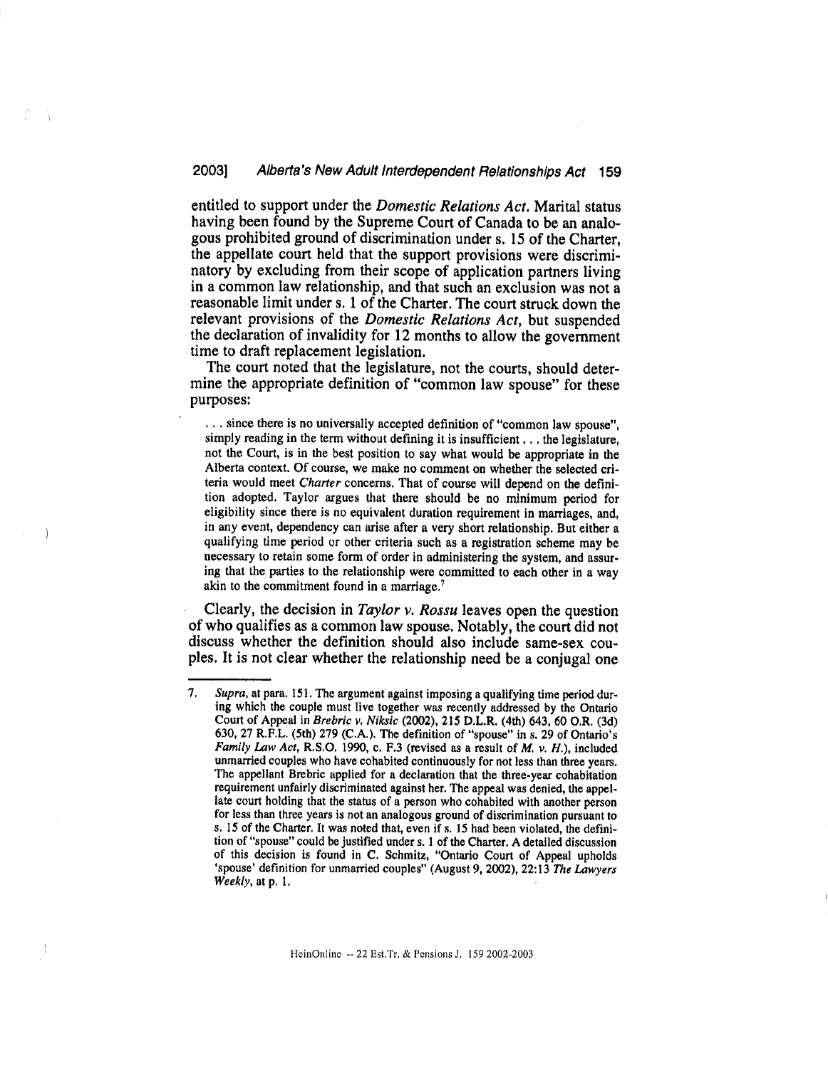entitled to support under the *Domestic Relations Act*. Marital status having been found by the Supreme Court of Canada to be an analogous prohibited ground of discrimination under s. 15 of the Charter, the appellate court held that the support provisions were discriminatory by excluding from their scope of application partners living in a common law relationship, and that such an exclusion was not a reasonable limit under s. 1 of the Charter. The court struck down the relevant provisions of the *Domestic Relations Act*, but suspended the declaration of invalidity for 12 months to allow the government time to draft replacement legislation.

The court noted that the legislature, not the courts, should determine the appropriate definition of "common law spouse" for these purposes:

> . . . since there is no universally accepted definition of "common law spouse", simply reading in the term without defining it is insufficient . . . the legislature, not the Court, is in the best position to say what would be appropriate in the Alberta context. Of course, we make no comment on whether the selected criteria would meet *Charter* concerns. That of course will depend on the definition adopted. Taylor argues that there should be no minimum period for eligibility since there is no equivalent duration requirement in marriages, and, in any event, dependency can arise after a very short relationship. But either a qualifying time period or other criteria such as a registration scheme may be necessary to retain some form of order in administering the system, and assuring that the parties to the relationship were committed to each other in a way akin to the commitment found in a marriage.[7]

Clearly, the decision in *Taylor v. Rossu* leaves open the question of who qualifies as a common law spouse. Notably, the court did not discuss whether the definition should also include same-sex couples. It is not clear whether the relationship need be a conjugal one

---

7. *Supra*, at para. 151. The argument against imposing a qualifying time period during which the couple must live together was recently addressed by the Ontario Court of Appeal in *Brebric v. Niksic* (2002), 215 D.L.R. (4th) 643, 60 O.R. (3d) 630, 27 R.F.L. (5th) 279 (C.A.). The definition of "spouse" in s. 29 of Ontario's *Family Law Act*, R.S.O. 1990, c. F.3 (revised as a result of *M. v. H.*), included unmarried couples who have cohabited continuously for not less than three years. The appellant Brebric applied for a declaration that the three-year cohabitation requirement unfairly discriminated against her. The appeal was denied, the appellate court holding that the status of a person who cohabited with another person for less than three years is not an analogous ground of discrimination pursuant to s. 15 of the Charter. It was noted that, even if s. 15 had been violated, the definition of "spouse" could be justified under s. 1 of the Charter. A detailed discussion of this decision is found in C. Schmitz, "Ontario Court of Appeal upholds 'spouse' definition for unmarried couples" (August 9, 2002), 22:13 *The Lawyers Weekly*, at p. 1.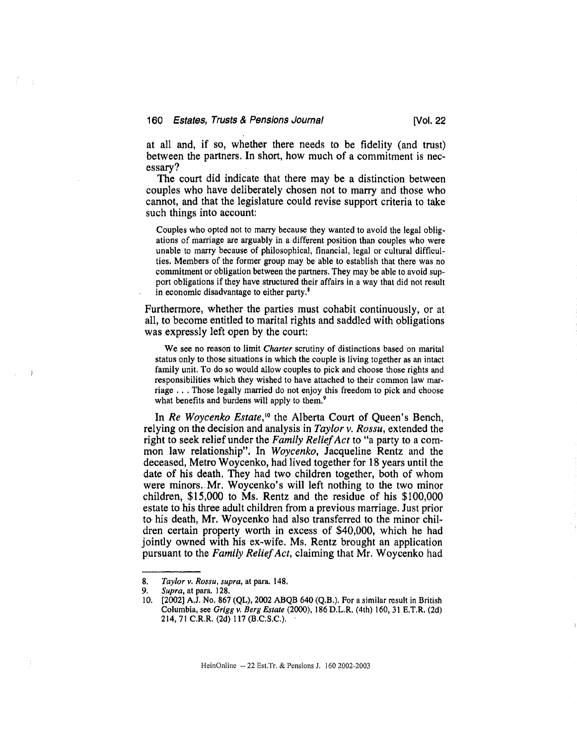at all and, if so, whether there needs to be fidelity (and trust) between the partners. In short, how much of a commitment is necessary?

The court did indicate that there may be a distinction between couples who have deliberately chosen not to marry and those who cannot, and that the legislature could revise support criteria to take such things into account:

> Couples who opted not to marry because they wanted to avoid the legal obligations of marriage are arguably in a different position than couples who were unable to marry because of philosophical, financial, legal or cultural difficulties. Members of the former group may be able to establish that there was no commitment or obligation between the partners. They may be able to avoid support obligations if they have structured their affairs in a way that did not result in economic disadvantage to either party.[8]

Furthermore, whether the parties must cohabit continuously, or at all, to become entitled to marital rights and saddled with obligations was expressly left open by the court:

> We see no reason to limit *Charter* scrutiny of distinctions based on marital status only to those situations in which the couple is living together as an intact family unit. To do so would allow couples to pick and choose those rights and responsibilities which they wished to have attached to their common law marriage . . . Those legally married do not enjoy this freedom to pick and choose what benefits and burdens will apply to them.[9]

In *Re Woycenko Estate*,[10] the Alberta Court of Queen's Bench, relying on the decision and analysis in *Taylor v. Rossu*, extended the right to seek relief under the *Family Relief Act* to "a party to a common law relationship". In *Woycenko*, Jacqueline Rentz and the deceased, Metro Woycenko, had lived together for 18 years until the date of his death. They had two children together, both of whom were minors. Mr. Woycenko's will left nothing to the two minor children, $15,000 to Ms. Rentz and the residue of his $100,000 estate to his three adult children from a previous marriage. Just prior to his death, Mr. Woycenko had also transferred to the minor children certain property worth in excess of $40,000, which he had jointly owned with his ex-wife. Ms. Rentz brought an application pursuant to the *Family Relief Act*, claiming that Mr. Woycenko had

---

8. *Taylor v. Rossu*, *supra*, at para. 148.
9. *Supra*, at para. 128.
10. [2002] A.J. No. 867 (QL), 2002 ABQB 640 (Q.B.). For a similar result in British Columbia, see *Grigg v. Berg Estate* (2000), 186 D.L.R. (4th) 160, 31 E.T.R. (2d) 214, 71 C.R.R. (2d) 117 (B.C.S.C.).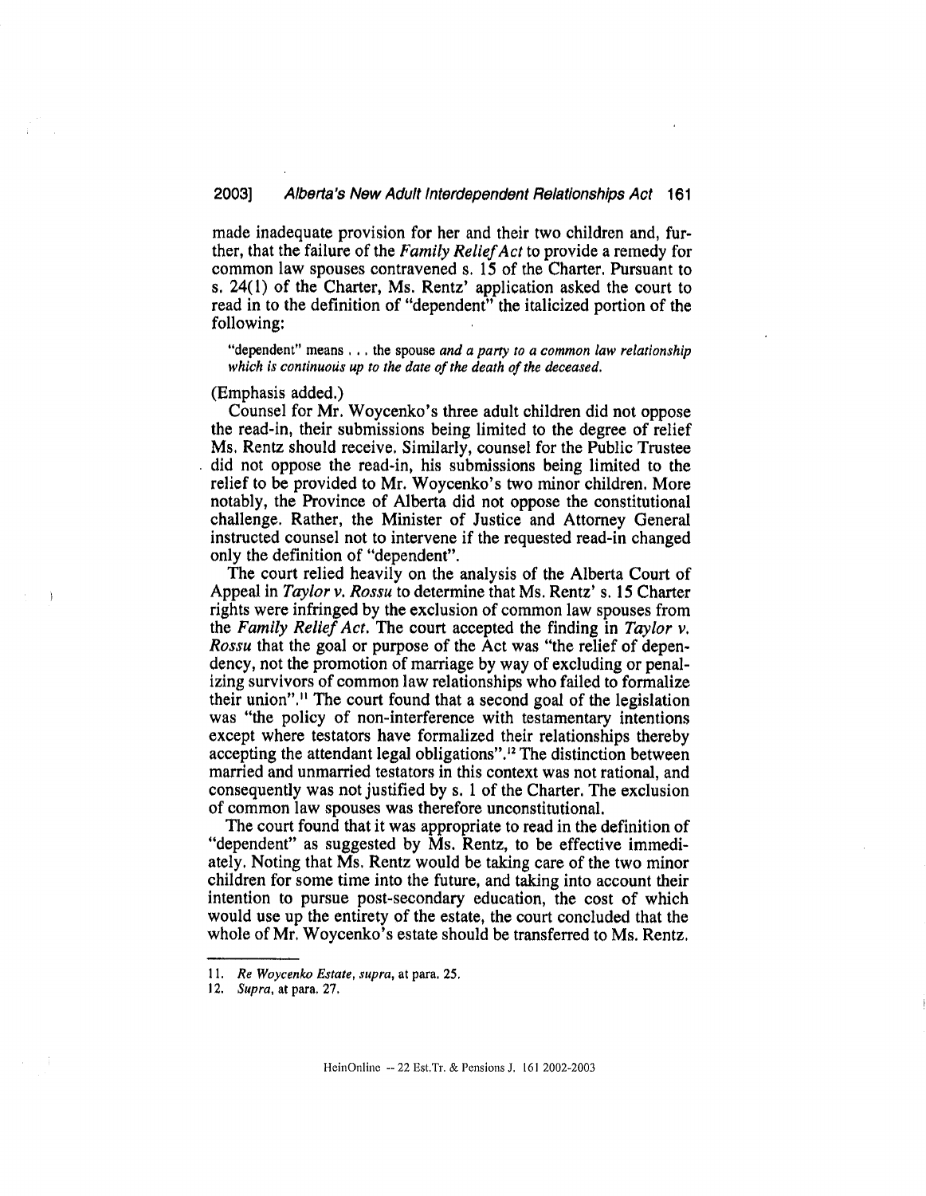made inadequate provision for her and their two children and, further, that the failure of the *Family Relief Act* to provide a remedy for common law spouses contravened s. 15 of the Charter. Pursuant to s. 24(1) of the Charter, Ms. Rentz' application asked the court to read in to the definition of "dependent" the italicized portion of the following:

> "dependent" means . . . the spouse *and a party to a common law relationship which is continuous up to the date of the death of the deceased.*

(Emphasis added.)

Counsel for Mr. Woycenko's three adult children did not oppose the read-in, their submissions being limited to the degree of relief Ms. Rentz should receive. Similarly, counsel for the Public Trustee did not oppose the read-in, his submissions being limited to the relief to be provided to Mr. Woycenko's two minor children. More notably, the Province of Alberta did not oppose the constitutional challenge. Rather, the Minister of Justice and Attorney General instructed counsel not to intervene if the requested read-in changed only the definition of "dependent".

The court relied heavily on the analysis of the Alberta Court of Appeal in *Taylor v. Rossu* to determine that Ms. Rentz' s. 15 Charter rights were infringed by the exclusion of common law spouses from the *Family Relief Act*. The court accepted the finding in *Taylor v. Rossu* that the goal or purpose of the Act was "the relief of dependency, not the promotion of marriage by way of excluding or penalizing survivors of common law relationships who failed to formalize their union".[11] The court found that a second goal of the legislation was "the policy of non-interference with testamentary intentions except where testators have formalized their relationships thereby accepting the attendant legal obligations".[12] The distinction between married and unmarried testators in this context was not rational, and consequently was not justified by s. 1 of the Charter. The exclusion of common law spouses was therefore unconstitutional.

The court found that it was appropriate to read in the definition of "dependent" as suggested by Ms. Rentz, to be effective immediately. Noting that Ms. Rentz would be taking care of the two minor children for some time into the future, and taking into account their intention to pursue post-secondary education, the cost of which would use up the entirety of the estate, the court concluded that the whole of Mr. Woycenko's estate should be transferred to Ms. Rentz.

---

11. *Re Woycenko Estate, supra*, at para. 25.
12. *Supra*, at para. 27.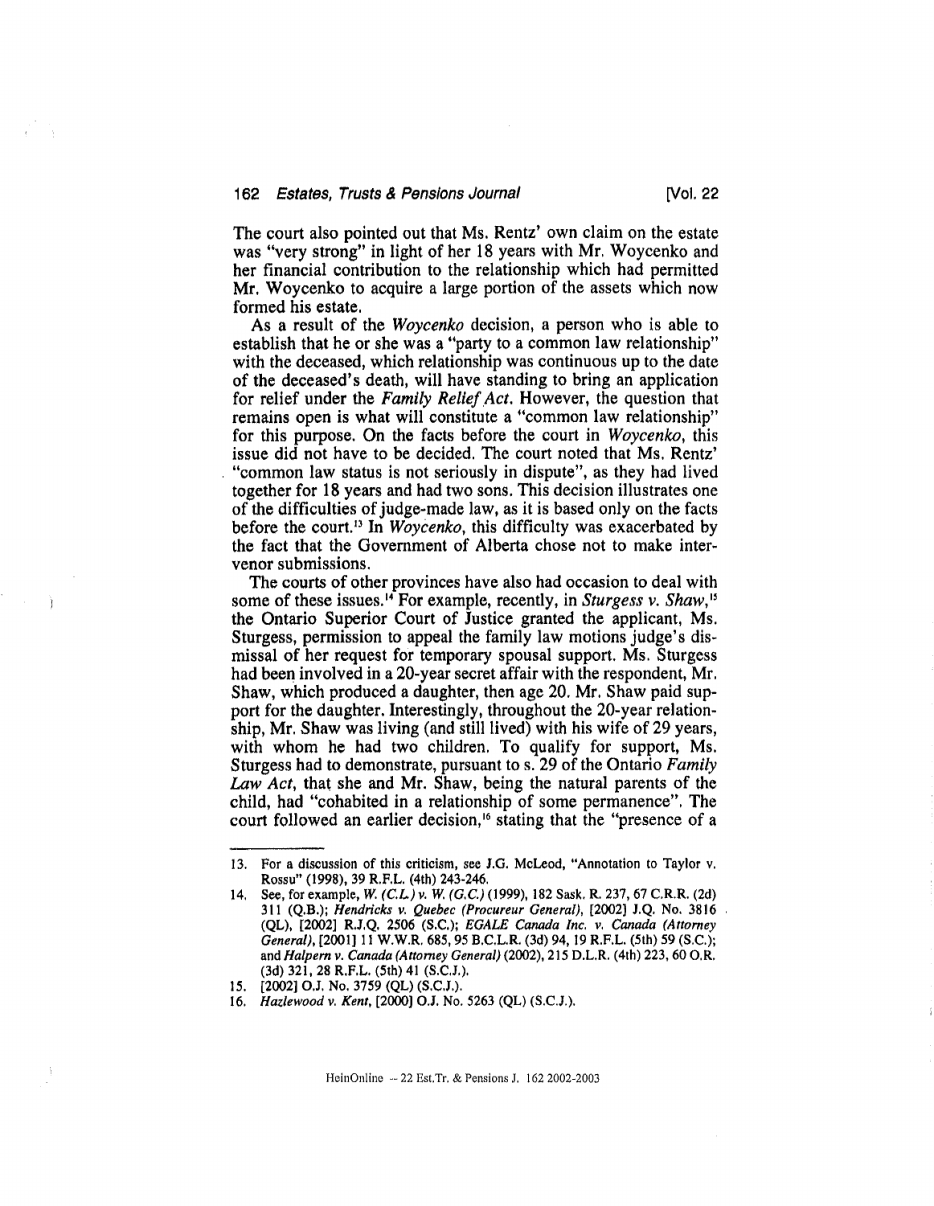The court also pointed out that Ms. Rentz' own claim on the estate was "very strong" in light of her 18 years with Mr. Woycenko and her financial contribution to the relationship which had permitted Mr. Woycenko to acquire a large portion of the assets which now formed his estate.

As a result of the *Woycenko* decision, a person who is able to establish that he or she was a "party to a common law relationship" with the deceased, which relationship was continuous up to the date of the deceased's death, will have standing to bring an application for relief under the *Family Relief Act*. However, the question that remains open is what will constitute a "common law relationship" for this purpose. On the facts before the court in *Woycenko*, this issue did not have to be decided. The court noted that Ms. Rentz' "common law status is not seriously in dispute", as they had lived together for 18 years and had two sons. This decision illustrates one of the difficulties of judge-made law, as it is based only on the facts before the court.[13] In *Woycenko*, this difficulty was exacerbated by the fact that the Government of Alberta chose not to make intervenor submissions.

The courts of other provinces have also had occasion to deal with some of these issues.[14] For example, recently, in *Sturgess v. Shaw*,[15] the Ontario Superior Court of Justice granted the applicant, Ms. Sturgess, permission to appeal the family law motions judge's dismissal of her request for temporary spousal support. Ms. Sturgess had been involved in a 20-year secret affair with the respondent, Mr. Shaw, which produced a daughter, then age 20. Mr. Shaw paid support for the daughter. Interestingly, throughout the 20-year relationship, Mr. Shaw was living (and still lived) with his wife of 29 years, with whom he had two children. To qualify for support, Ms. Sturgess had to demonstrate, pursuant to s. 29 of the Ontario *Family Law Act*, that she and Mr. Shaw, being the natural parents of the child, had "cohabited in a relationship of some permanence". The court followed an earlier decision,[16] stating that the "presence of a

---

13. For a discussion of this criticism, see J.G. McLeod, "Annotation to Taylor v. Rossu" (1998), 39 R.F.L. (4th) 243-246.

14. See, for example, *W. (C.L.) v. W. (G.C.)* (1999), 182 Sask. R. 237, 67 C.R.R. (2d) 311 (Q.B.); *Hendricks v. Quebec (Procureur General)*, [2002] J.Q. No. 3816 (QL), [2002] R.J.Q. 2506 (S.C.); *EGALE Canada Inc. v. Canada (Attorney General)*, [2001] 11 W.W.R. 685, 95 B.C.L.R. (3d) 94, 19 R.F.L. (5th) 59 (S.C.); and *Halpern v. Canada (Attorney General)* (2002), 215 D.L.R. (4th) 223, 60 O.R. (3d) 321, 28 R.F.L. (5th) 41 (S.C.J.).

15. [2002] O.J. No. 3759 (QL) (S.C.J.).

16. *Hazlewood v. Kent*, [2000] O.J. No. 5263 (QL) (S.C.J.).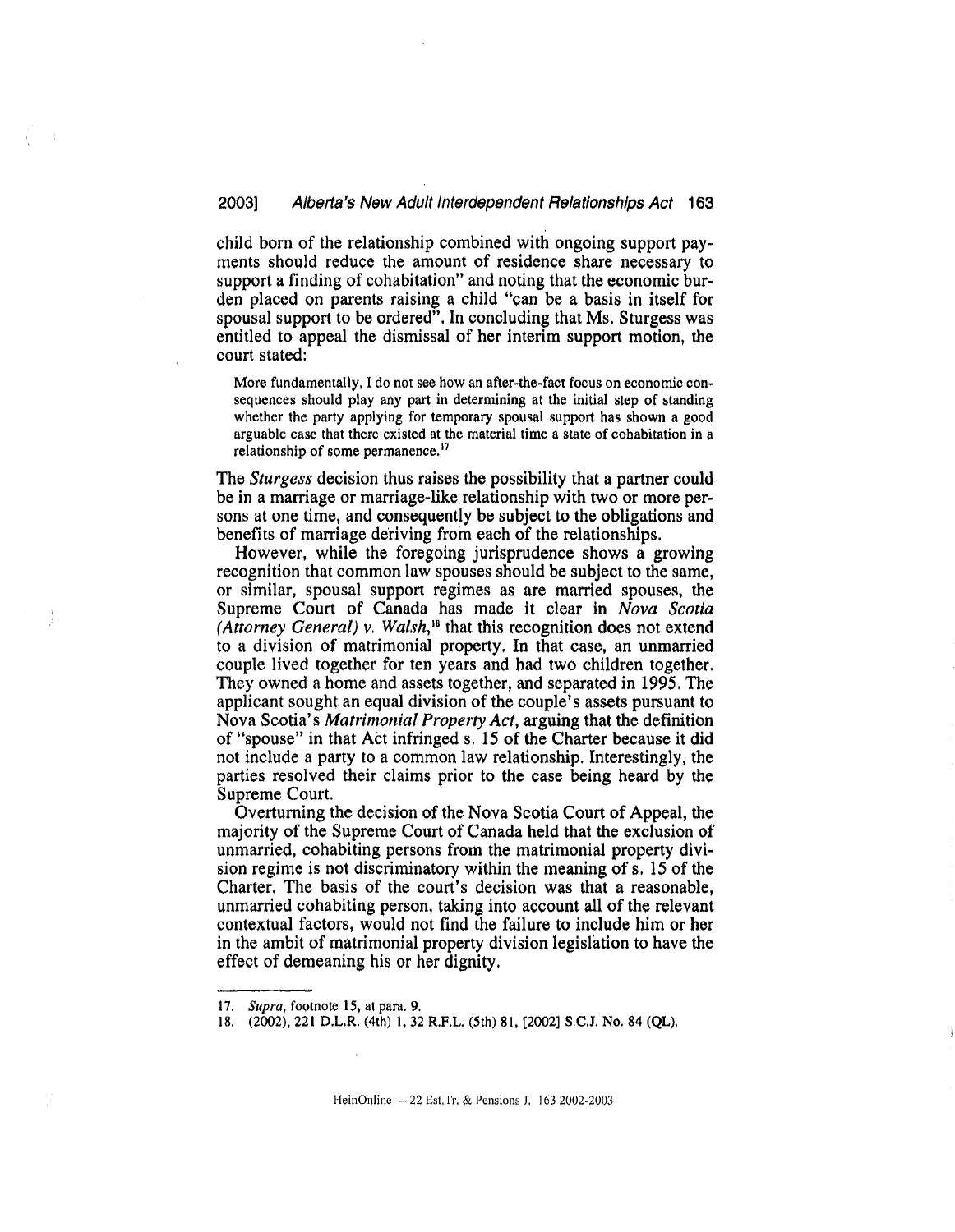child born of the relationship combined with ongoing support payments should reduce the amount of residence share necessary to support a finding of cohabitation" and noting that the economic burden placed on parents raising a child "can be a basis in itself for spousal support to be ordered". In concluding that Ms. Sturgess was entitled to appeal the dismissal of her interim support motion, the court stated:

> More fundamentally, I do not see how an after-the-fact focus on economic consequences should play any part in determining at the initial step of standing whether the party applying for temporary spousal support has shown a good arguable case that there existed at the material time a state of cohabitation in a relationship of some permanence.[17]

The *Sturgess* decision thus raises the possibility that a partner could be in a marriage or marriage-like relationship with two or more persons at one time, and consequently be subject to the obligations and benefits of marriage deriving from each of the relationships.

However, while the foregoing jurisprudence shows a growing recognition that common law spouses should be subject to the same, or similar, spousal support regimes as are married spouses, the Supreme Court of Canada has made it clear in *Nova Scotia (Attorney General) v. Walsh*,[18] that this recognition does not extend to a division of matrimonial property. In that case, an unmarried couple lived together for ten years and had two children together. They owned a home and assets together, and separated in 1995. The applicant sought an equal division of the couple's assets pursuant to Nova Scotia's *Matrimonial Property Act*, arguing that the definition of "spouse" in that Act infringed s. 15 of the Charter because it did not include a party to a common law relationship. Interestingly, the parties resolved their claims prior to the case being heard by the Supreme Court.

Overturning the decision of the Nova Scotia Court of Appeal, the majority of the Supreme Court of Canada held that the exclusion of unmarried, cohabiting persons from the matrimonial property division regime is not discriminatory within the meaning of s. 15 of the Charter. The basis of the court's decision was that a reasonable, unmarried cohabiting person, taking into account all of the relevant contextual factors, would not find the failure to include him or her in the ambit of matrimonial property division legislation to have the effect of demeaning his or her dignity.

---

17. *Supra*, footnote 15, at para. 9.
18. (2002), 221 D.L.R. (4th) 1, 32 R.F.L. (5th) 81, [2002] S.C.J. No. 84 (QL).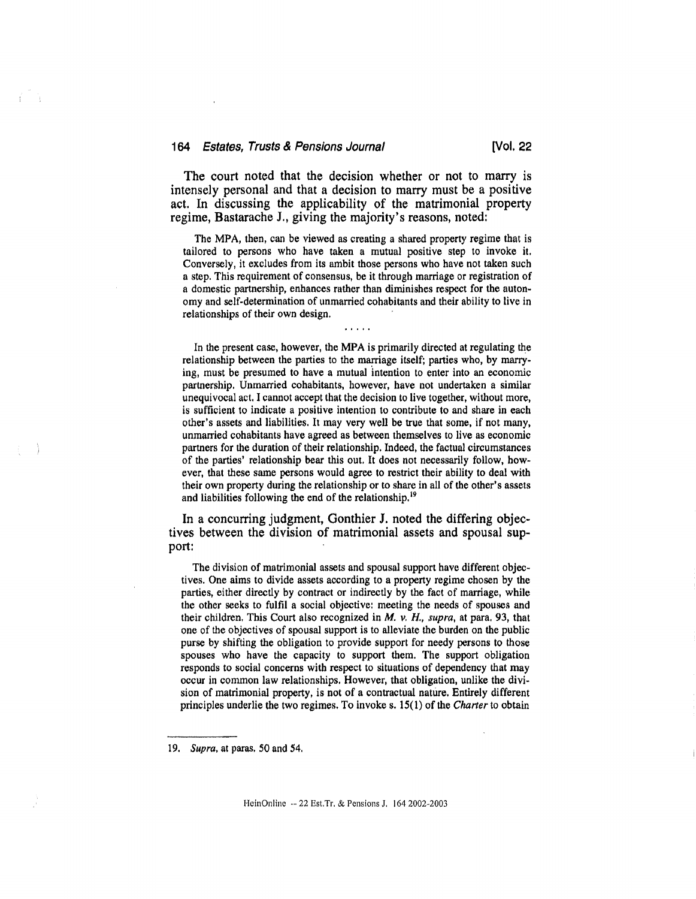The court noted that the decision whether or not to marry is intensely personal and that a decision to marry must be a positive act. In discussing the applicability of the matrimonial property regime, Bastarache J., giving the majority's reasons, noted:

> The MPA, then, can be viewed as creating a shared property regime that is tailored to persons who have taken a mutual positive step to invoke it. Conversely, it excludes from its ambit those persons who have not taken such a step. This requirement of consensus, be it through marriage or registration of a domestic partnership, enhances rather than diminishes respect for the autonomy and self-determination of unmarried cohabitants and their ability to live in relationships of their own design.
>
> . . . . .
>
> In the present case, however, the MPA is primarily directed at regulating the relationship between the parties to the marriage itself; parties who, by marrying, must be presumed to have a mutual intention to enter into an economic partnership. Unmarried cohabitants, however, have not undertaken a similar unequivocal act. I cannot accept that the decision to live together, without more, is sufficient to indicate a positive intention to contribute to and share in each other's assets and liabilities. It may very well be true that some, if not many, unmarried cohabitants have agreed as between themselves to live as economic partners for the duration of their relationship. Indeed, the factual circumstances of the parties' relationship bear this out. It does not necessarily follow, however, that these same persons would agree to restrict their ability to deal with their own property during the relationship or to share in all of the other's assets and liabilities following the end of the relationship.[19]

In a concurring judgment, Gonthier J. noted the differing objectives between the division of matrimonial assets and spousal support:

> The division of matrimonial assets and spousal support have different objectives. One aims to divide assets according to a property regime chosen by the parties, either directly by contract or indirectly by the fact of marriage, while the other seeks to fulfil a social objective: meeting the needs of spouses and their children. This Court also recognized in *M. v. H., supra*, at para. 93, that one of the objectives of spousal support is to alleviate the burden on the public purse by shifting the obligation to provide support for needy persons to those spouses who have the capacity to support them. The support obligation responds to social concerns with respect to situations of dependency that may occur in common law relationships. However, that obligation, unlike the division of matrimonial property, is not of a contractual nature. Entirely different principles underlie the two regimes. To invoke s. 15(1) of the *Charter* to obtain

---

19. *Supra*, at paras. 50 and 54.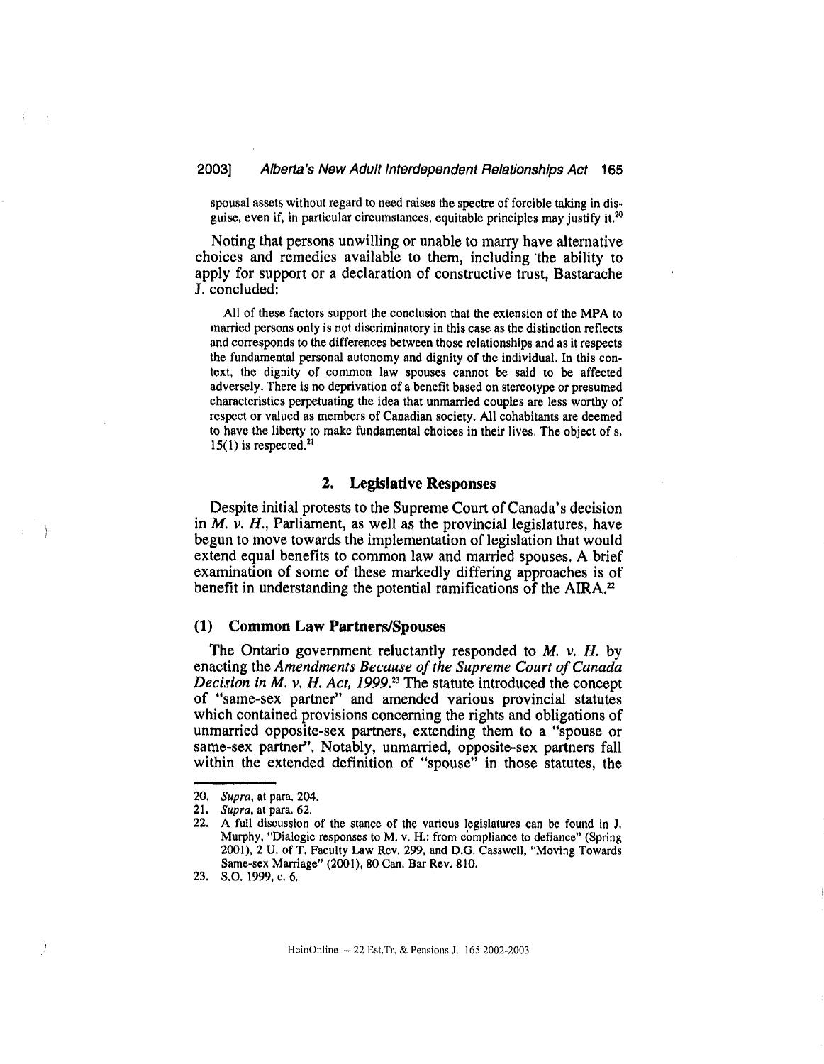spousal assets without regard to need raises the spectre of forcible taking in disguise, even if, in particular circumstances, equitable principles may justify it.[20]

Noting that persons unwilling or unable to marry have alternative choices and remedies available to them, including the ability to apply for support or a declaration of constructive trust, Bastarache J. concluded:

> All of these factors support the conclusion that the extension of the MPA to married persons only is not discriminatory in this case as the distinction reflects and corresponds to the differences between those relationships and as it respects the fundamental personal autonomy and dignity of the individual. In this context, the dignity of common law spouses cannot be said to be affected adversely. There is no deprivation of a benefit based on stereotype or presumed characteristics perpetuating the idea that unmarried couples are less worthy of respect or valued as members of Canadian society. All cohabitants are deemed to have the liberty to make fundamental choices in their lives. The object of s. 15(1) is respected.[21]

## 2. Legislative Responses

Despite initial protests to the Supreme Court of Canada's decision in *M. v. H.*, Parliament, as well as the provincial legislatures, have begun to move towards the implementation of legislation that would extend equal benefits to common law and married spouses. A brief examination of some of these markedly differing approaches is of benefit in understanding the potential ramifications of the AIRA.[22]

### (1) Common Law Partners/Spouses

The Ontario government reluctantly responded to *M. v. H.* by enacting the *Amendments Because of the Supreme Court of Canada Decision in M. v. H. Act, 1999*.[23] The statute introduced the concept of "same-sex partner" and amended various provincial statutes which contained provisions concerning the rights and obligations of unmarried opposite-sex partners, extending them to a "spouse or same-sex partner". Notably, unmarried, opposite-sex partners fall within the extended definition of "spouse" in those statutes, the

---

20. *Supra*, at para. 204.
21. *Supra*, at para. 62.
22. A full discussion of the stance of the various legislatures can be found in J. Murphy, "Dialogic responses to M. v. H.: from compliance to defiance" (Spring 2001), 2 U. of T. Faculty Law Rev. 299, and D.G. Casswell, "Moving Towards Same-sex Marriage" (2001), 80 Can. Bar Rev. 810.
23. S.O. 1999, c. 6.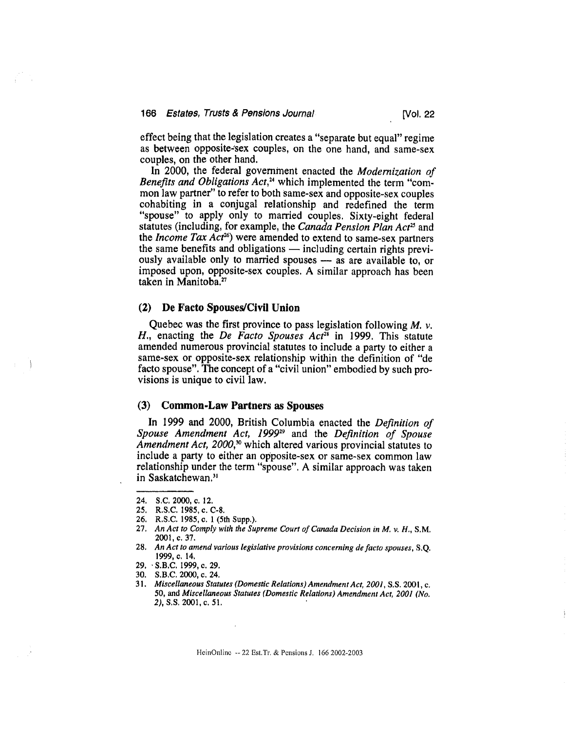effect being that the legislation creates a "separate but equal" regime as between opposite-sex couples, on the one hand, and same-sex couples, on the other hand.

In 2000, the federal government enacted the *Modernization of Benefits and Obligations Act*,[24] which implemented the term "common law partner" to refer to both same-sex and opposite-sex couples cohabiting in a conjugal relationship and redefined the term "spouse" to apply only to married couples. Sixty-eight federal statutes (including, for example, the *Canada Pension Plan Act*[25] and the *Income Tax Act*[26]) were amended to extend to same-sex partners the same benefits and obligations — including certain rights previously available only to married spouses — as are available to, or imposed upon, opposite-sex couples. A similar approach has been taken in Manitoba.[27]

### (2) De Facto Spouses/Civil Union

Quebec was the first province to pass legislation following *M. v. H.*, enacting the *De Facto Spouses Act*[28] in 1999. This statute amended numerous provincial statutes to include a party to either a same-sex or opposite-sex relationship within the definition of "de facto spouse". The concept of a "civil union" embodied by such provisions is unique to civil law.

### (3) Common-Law Partners as Spouses

In 1999 and 2000, British Columbia enacted the *Definition of Spouse Amendment Act, 1999*[29] and the *Definition of Spouse Amendment Act, 2000*,[30] which altered various provincial statutes to include a party to either an opposite-sex or same-sex common law relationship under the term "spouse". A similar approach was taken in Saskatchewan.[31]

---

24. S.C. 2000, c. 12.
25. R.S.C. 1985, c. C-8.
26. R.S.C. 1985, c. 1 (5th Supp.).
27. *An Act to Comply with the Supreme Court of Canada Decision in M. v. H.*, S.M. 2001, c. 37.
28. *An Act to amend various legislative provisions concerning de facto spouses*, S.Q. 1999, c. 14.
29. S.B.C. 1999, c. 29.
30. S.B.C. 2000, c. 24.
31. *Miscellaneous Statutes (Domestic Relations) Amendment Act, 2001*, S.S. 2001, c. 50, and *Miscellaneous Statutes (Domestic Relations) Amendment Act, 2001 (No. 2)*, S.S. 2001, c. 51.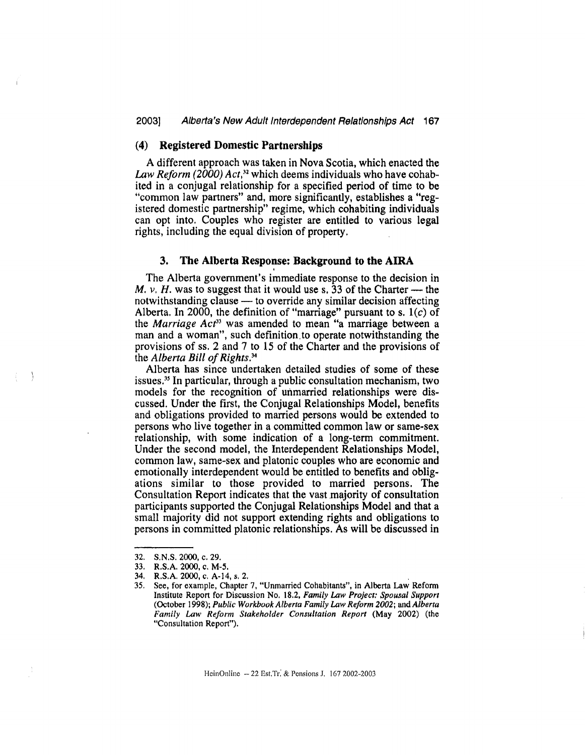### (4) Registered Domestic Partnerships

A different approach was taken in Nova Scotia, which enacted the *Law Reform (2000) Act*,[32] which deems individuals who have cohabited in a conjugal relationship for a specified period of time to be "common law partners" and, more significantly, establishes a "registered domestic partnership" regime, which cohabiting individuals can opt into. Couples who register are entitled to various legal rights, including the equal division of property.

## 3. The Alberta Response: Background to the AIRA

The Alberta government's immediate response to the decision in *M. v. H.* was to suggest that it would use s. 33 of the Charter — the notwithstanding clause — to override any similar decision affecting Alberta. In 2000, the definition of "marriage" pursuant to s. 1(*c*) of the *Marriage Act*[33] was amended to mean "a marriage between a man and a woman", such definition to operate notwithstanding the provisions of ss. 2 and 7 to 15 of the Charter and the provisions of the *Alberta Bill of Rights*.[34]

Alberta has since undertaken detailed studies of some of these issues.[35] In particular, through a public consultation mechanism, two models for the recognition of unmarried relationships were discussed. Under the first, the Conjugal Relationships Model, benefits and obligations provided to married persons would be extended to persons who live together in a committed common law or same-sex relationship, with some indication of a long-term commitment. Under the second model, the Interdependent Relationships Model, common law, same-sex and platonic couples who are economic and emotionally interdependent would be entitled to benefits and obligations similar to those provided to married persons. The Consultation Report indicates that the vast majority of consultation participants supported the Conjugal Relationships Model and that a small majority did not support extending rights and obligations to persons in committed platonic relationships. As will be discussed in

---

32. S.N.S. 2000, c. 29.
33. R.S.A. 2000, c. M-5.
34. R.S.A. 2000, c. A-14, s. 2.
35. See, for example, Chapter 7, "Unmarried Cohabitants", in Alberta Law Reform Institute Report for Discussion No. 18.2, *Family Law Project: Spousal Support* (October 1998); *Public Workbook Alberta Family Law Reform 2002*; and *Alberta Family Law Reform Stakeholder Consultation Report* (May 2002) (the "Consultation Report").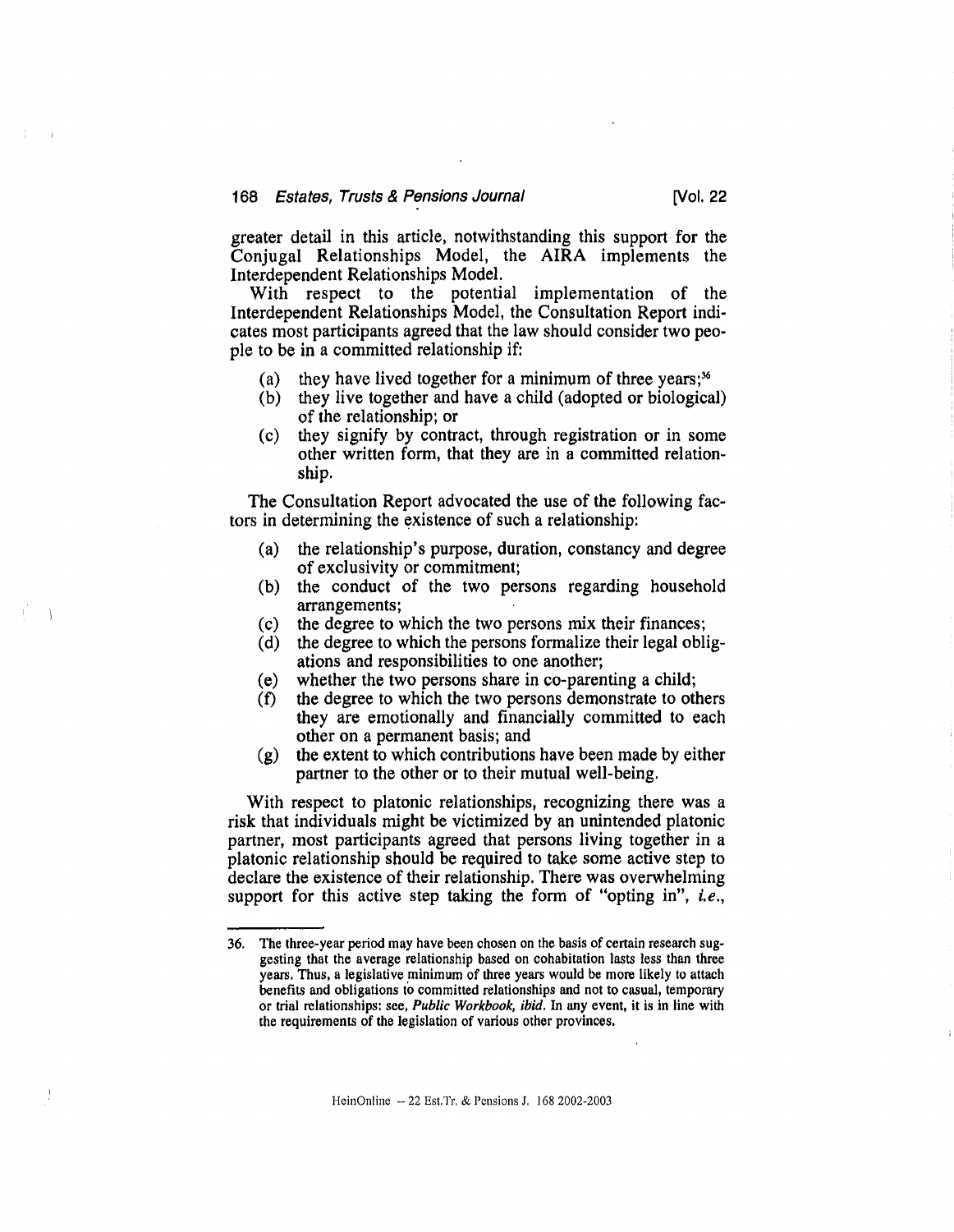greater detail in this article, notwithstanding this support for the Conjugal Relationships Model, the AIRA implements the Interdependent Relationships Model.

With respect to the potential implementation of the Interdependent Relationships Model, the Consultation Report indicates most participants agreed that the law should consider two people to be in a committed relationship if:

(a) they have lived together for a minimum of three years;[36]
(b) they live together and have a child (adopted or biological) of the relationship; or
(c) they signify by contract, through registration or in some other written form, that they are in a committed relationship.

The Consultation Report advocated the use of the following factors in determining the existence of such a relationship:

(a) the relationship's purpose, duration, constancy and degree of exclusivity or commitment;
(b) the conduct of the two persons regarding household arrangements;
(c) the degree to which the two persons mix their finances;
(d) the degree to which the persons formalize their legal obligations and responsibilities to one another;
(e) whether the two persons share in co-parenting a child;
(f) the degree to which the two persons demonstrate to others they are emotionally and financially committed to each other on a permanent basis; and
(g) the extent to which contributions have been made by either partner to the other or to their mutual well-being.

With respect to platonic relationships, recognizing there was a risk that individuals might be victimized by an unintended platonic partner, most participants agreed that persons living together in a platonic relationship should be required to take some active step to declare the existence of their relationship. There was overwhelming support for this active step taking the form of "opting in", *i.e.*,

---

36. The three-year period may have been chosen on the basis of certain research suggesting that the average relationship based on cohabitation lasts less than three years. Thus, a legislative minimum of three years would be more likely to attach benefits and obligations to committed relationships and not to casual, temporary or trial relationships: see, *Public Workbook*, *ibid*. In any event, it is in line with the requirements of the legislation of various other provinces.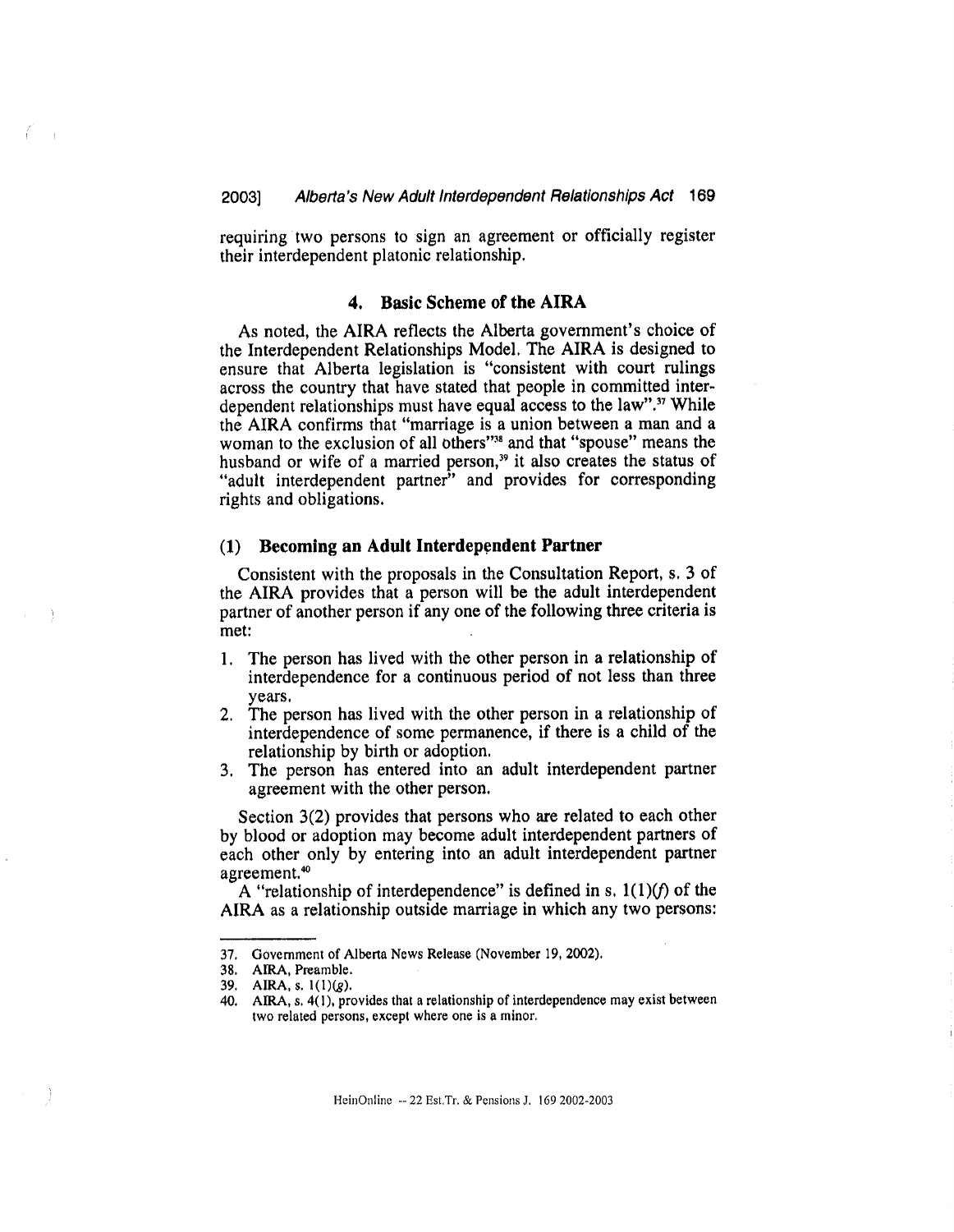requiring two persons to sign an agreement or officially register their interdependent platonic relationship.

### 4. Basic Scheme of the AIRA

As noted, the AIRA reflects the Alberta government's choice of the Interdependent Relationships Model. The AIRA is designed to ensure that Alberta legislation is "consistent with court rulings across the country that have stated that people in committed interdependent relationships must have equal access to the law".[37] While the AIRA confirms that "marriage is a union between a man and a woman to the exclusion of all others"[38] and that "spouse" means the husband or wife of a married person,[39] it also creates the status of "adult interdependent partner" and provides for corresponding rights and obligations.

#### (1) Becoming an Adult Interdependent Partner

Consistent with the proposals in the Consultation Report, s. 3 of the AIRA provides that a person will be the adult interdependent partner of another person if any one of the following three criteria is met:

1. The person has lived with the other person in a relationship of interdependence for a continuous period of not less than three years.
2. The person has lived with the other person in a relationship of interdependence of some permanence, if there is a child of the relationship by birth or adoption.
3. The person has entered into an adult interdependent partner agreement with the other person.

Section 3(2) provides that persons who are related to each other by blood or adoption may become adult interdependent partners of each other only by entering into an adult interdependent partner agreement.[40]

A "relationship of interdependence" is defined in s. 1(1)(*f*) of the AIRA as a relationship outside marriage in which any two persons:

---

37. Government of Alberta News Release (November 19, 2002).
38. AIRA, Preamble.
39. AIRA, s. 1(1)(*g*).
40. AIRA, s. 4(1), provides that a relationship of interdependence may exist between two related persons, except where one is a minor.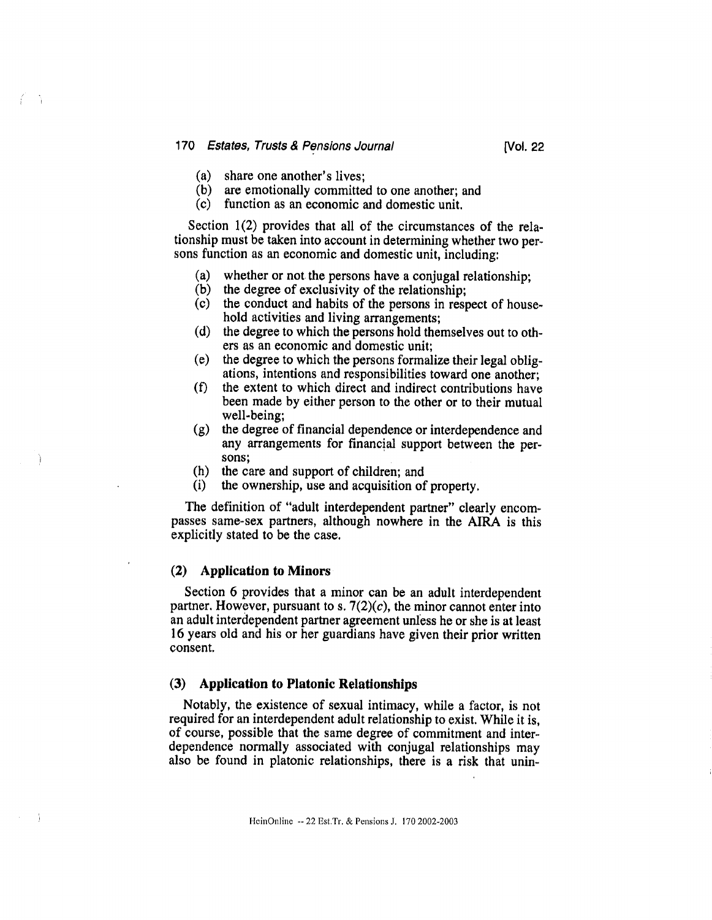(a) share one another's lives;
(b) are emotionally committed to one another; and
(c) function as an economic and domestic unit.

Section 1(2) provides that all of the circumstances of the relationship must be taken into account in determining whether two persons function as an economic and domestic unit, including:

(a) whether or not the persons have a conjugal relationship;
(b) the degree of exclusivity of the relationship;
(c) the conduct and habits of the persons in respect of household activities and living arrangements;
(d) the degree to which the persons hold themselves out to others as an economic and domestic unit;
(e) the degree to which the persons formalize their legal obligations, intentions and responsibilities toward one another;
(f) the extent to which direct and indirect contributions have been made by either person to the other or to their mutual well-being;
(g) the degree of financial dependence or interdependence and any arrangements for financial support between the persons;
(h) the care and support of children; and
(i) the ownership, use and acquisition of property.

The definition of "adult interdependent partner" clearly encompasses same-sex partners, although nowhere in the AIRA is this explicitly stated to be the case.

### (2) Application to Minors

Section 6 provides that a minor can be an adult interdependent partner. However, pursuant to s. 7(2)(*c*), the minor cannot enter into an adult interdependent partner agreement unless he or she is at least 16 years old and his or her guardians have given their prior written consent.

### (3) Application to Platonic Relationships

Notably, the existence of sexual intimacy, while a factor, is not required for an interdependent adult relationship to exist. While it is, of course, possible that the same degree of commitment and interdependence normally associated with conjugal relationships may also be found in platonic relationships, there is a risk that unin-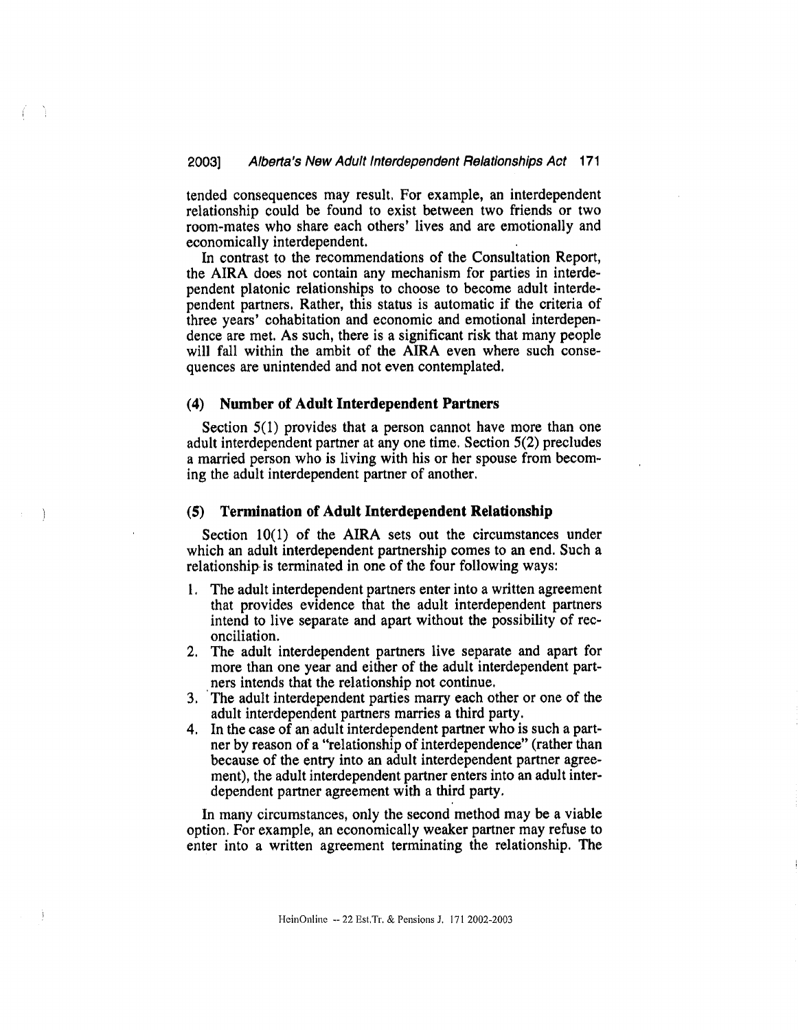tended consequences may result. For example, an interdependent relationship could be found to exist between two friends or two room-mates who share each others' lives and are emotionally and economically interdependent.

In contrast to the recommendations of the Consultation Report, the AIRA does not contain any mechanism for parties in interdependent platonic relationships to choose to become adult interdependent partners. Rather, this status is automatic if the criteria of three years' cohabitation and economic and emotional interdependence are met. As such, there is a significant risk that many people will fall within the ambit of the AIRA even where such consequences are unintended and not even contemplated.

### (4) Number of Adult Interdependent Partners

Section 5(1) provides that a person cannot have more than one adult interdependent partner at any one time. Section 5(2) precludes a married person who is living with his or her spouse from becoming the adult interdependent partner of another.

### (5) Termination of Adult Interdependent Relationship

Section 10(1) of the AIRA sets out the circumstances under which an adult interdependent partnership comes to an end. Such a relationship is terminated in one of the four following ways:

1. The adult interdependent partners enter into a written agreement that provides evidence that the adult interdependent partners intend to live separate and apart without the possibility of reconciliation.
2. The adult interdependent partners live separate and apart for more than one year and either of the adult interdependent partners intends that the relationship not continue.
3. The adult interdependent parties marry each other or one of the adult interdependent partners marries a third party.
4. In the case of an adult interdependent partner who is such a partner by reason of a "relationship of interdependence" (rather than because of the entry into an adult interdependent partner agreement), the adult interdependent partner enters into an adult interdependent partner agreement with a third party.

In many circumstances, only the second method may be a viable option. For example, an economically weaker partner may refuse to enter into a written agreement terminating the relationship. The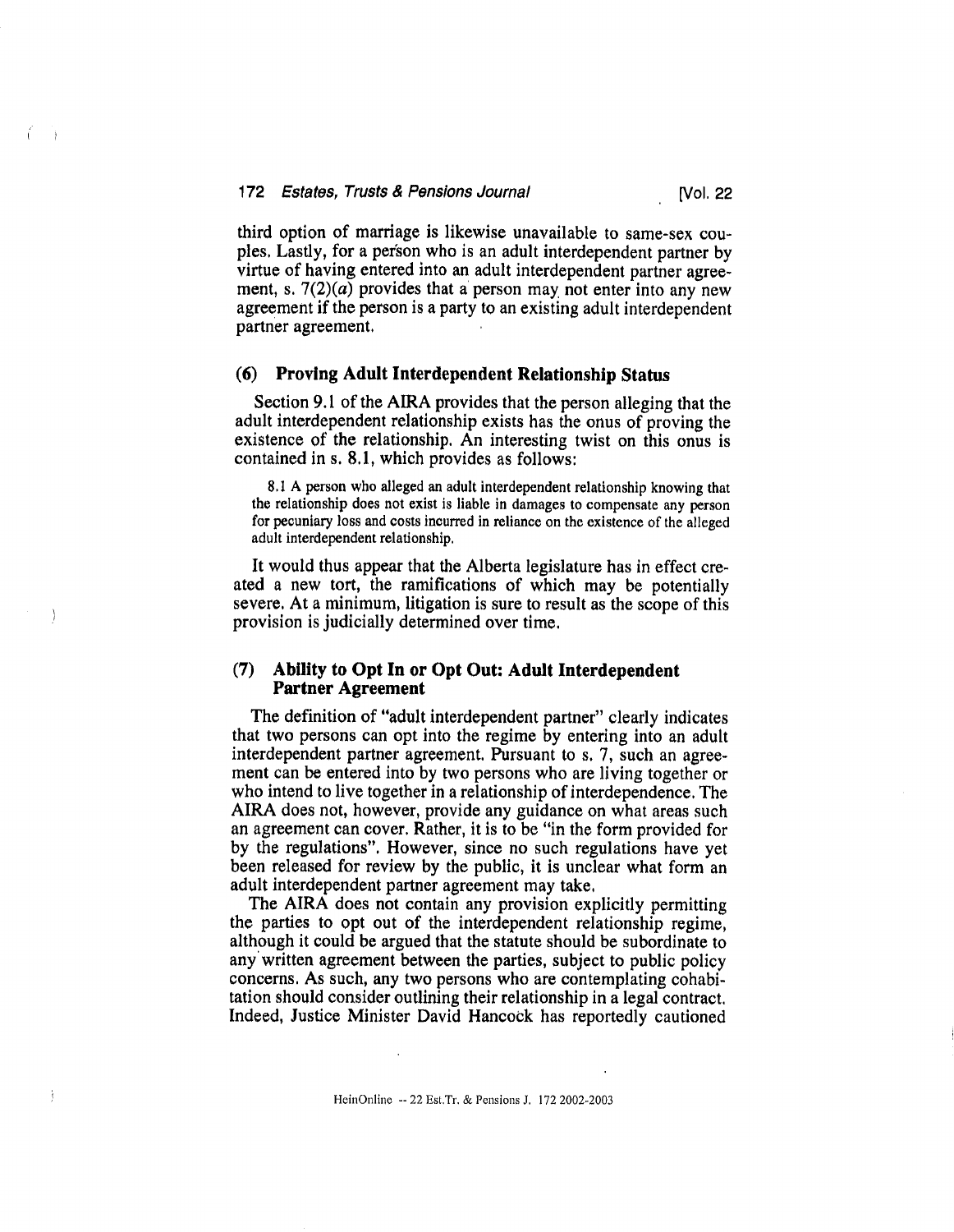third option of marriage is likewise unavailable to same-sex couples. Lastly, for a person who is an adult interdependent partner by virtue of having entered into an adult interdependent partner agreement, s. 7(2)(*a*) provides that a person may not enter into any new agreement if the person is a party to an existing adult interdependent partner agreement.

### (6) Proving Adult Interdependent Relationship Status

Section 9.1 of the AIRA provides that the person alleging that the adult interdependent relationship exists has the onus of proving the existence of the relationship. An interesting twist on this onus is contained in s. 8.1, which provides as follows:

> 8.1 A person who alleged an adult interdependent relationship knowing that the relationship does not exist is liable in damages to compensate any person for pecuniary loss and costs incurred in reliance on the existence of the alleged adult interdependent relationship.

It would thus appear that the Alberta legislature has in effect created a new tort, the ramifications of which may be potentially severe. At a minimum, litigation is sure to result as the scope of this provision is judicially determined over time.

### (7) Ability to Opt In or Opt Out: Adult Interdependent Partner Agreement

The definition of "adult interdependent partner" clearly indicates that two persons can opt into the regime by entering into an adult interdependent partner agreement. Pursuant to s. 7, such an agreement can be entered into by two persons who are living together or who intend to live together in a relationship of interdependence. The AIRA does not, however, provide any guidance on what areas such an agreement can cover. Rather, it is to be "in the form provided for by the regulations". However, since no such regulations have yet been released for review by the public, it is unclear what form an adult interdependent partner agreement may take.

The AIRA does not contain any provision explicitly permitting the parties to opt out of the interdependent relationship regime, although it could be argued that the statute should be subordinate to any written agreement between the parties, subject to public policy concerns. As such, any two persons who are contemplating cohabitation should consider outlining their relationship in a legal contract. Indeed, Justice Minister David Hancock has reportedly cautioned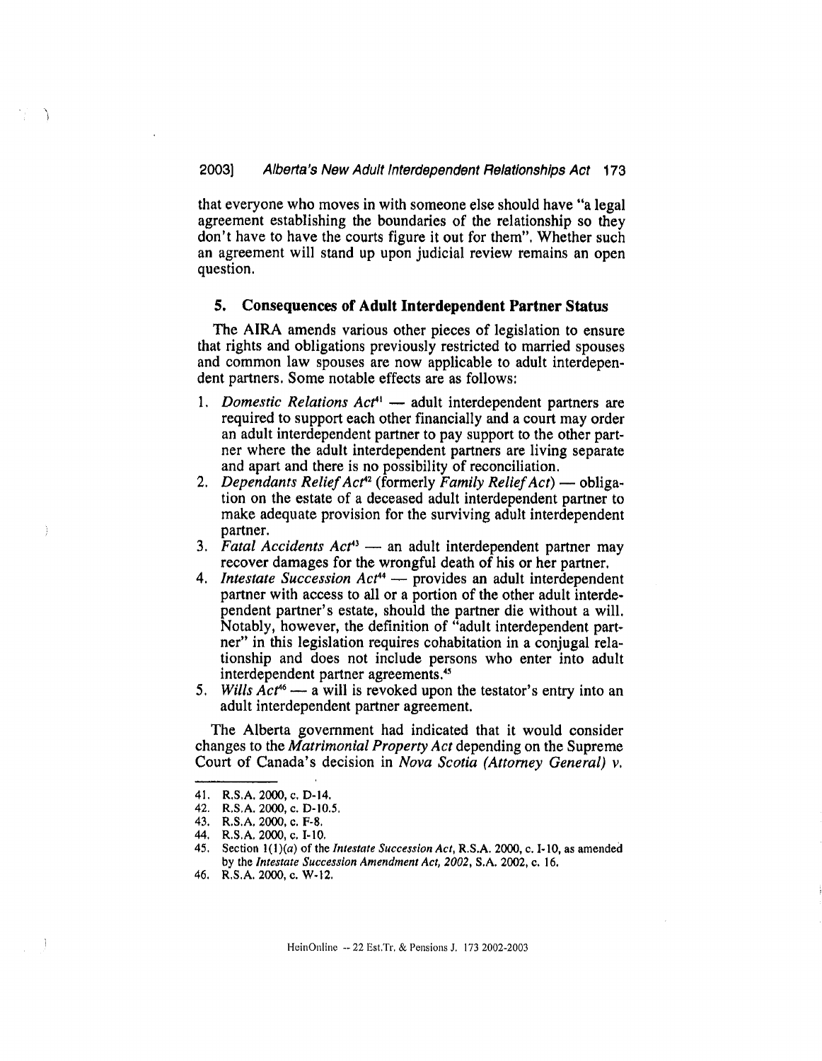that everyone who moves in with someone else should have "a legal agreement establishing the boundaries of the relationship so they don't have to have the courts figure it out for them". Whether such an agreement will stand up upon judicial review remains an open question.

### 5. Consequences of Adult Interdependent Partner Status

The AIRA amends various other pieces of legislation to ensure that rights and obligations previously restricted to married spouses and common law spouses are now applicable to adult interdependent partners. Some notable effects are as follows:

1. *Domestic Relations Act*[41] — adult interdependent partners are required to support each other financially and a court may order an adult interdependent partner to pay support to the other partner where the adult interdependent partners are living separate and apart and there is no possibility of reconciliation.
2. *Dependants Relief Act*[42] (formerly *Family Relief Act*) — obligation on the estate of a deceased adult interdependent partner to make adequate provision for the surviving adult interdependent partner.
3. *Fatal Accidents Act*[43] — an adult interdependent partner may recover damages for the wrongful death of his or her partner.
4. *Intestate Succession Act*[44] — provides an adult interdependent partner with access to all or a portion of the other adult interdependent partner's estate, should the partner die without a will. Notably, however, the definition of "adult interdependent partner" in this legislation requires cohabitation in a conjugal relationship and does not include persons who enter into adult interdependent partner agreements.[45]
5. *Wills Act*[46] — a will is revoked upon the testator's entry into an adult interdependent partner agreement.

The Alberta government had indicated that it would consider changes to the *Matrimonial Property Act* depending on the Supreme Court of Canada's decision in *Nova Scotia (Attorney General) v.*

---

41. R.S.A. 2000, c. D-14.
42. R.S.A. 2000, c. D-10.5.
43. R.S.A. 2000, c. F-8.
44. R.S.A. 2000, c. I-10.
45. Section 1(1)(*a*) of the *Intestate Succession Act*, R.S.A. 2000, c. I-10, as amended by the *Intestate Succession Amendment Act, 2002*, S.A. 2002, c. 16.
46. R.S.A. 2000, c. W-12.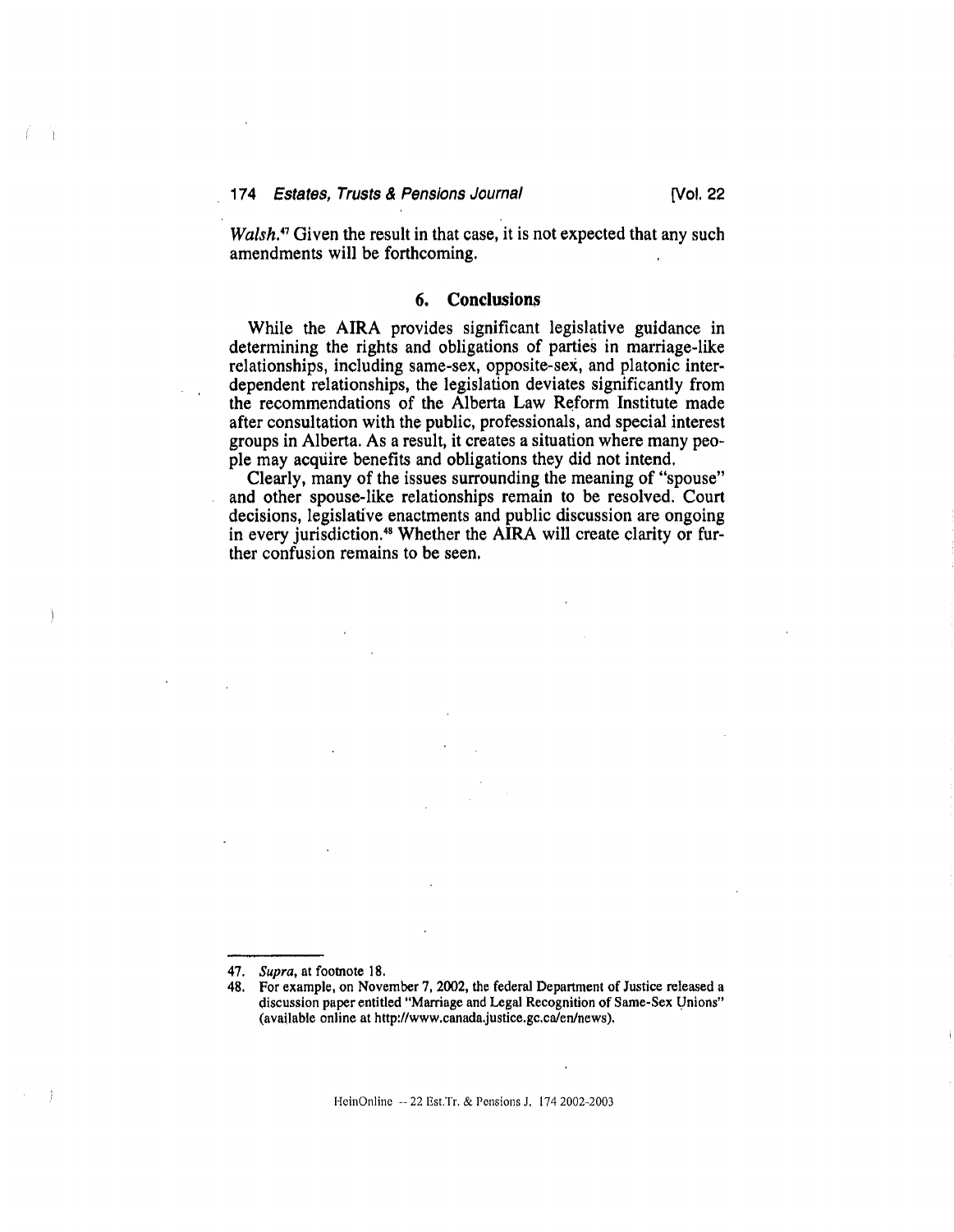*Walsh*.[47] Given the result in that case, it is not expected that any such amendments will be forthcoming.

## 6. Conclusions

While the AIRA provides significant legislative guidance in determining the rights and obligations of parties in marriage-like relationships, including same-sex, opposite-sex, and platonic interdependent relationships, the legislation deviates significantly from the recommendations of the Alberta Law Reform Institute made after consultation with the public, professionals, and special interest groups in Alberta. As a result, it creates a situation where many people may acquire benefits and obligations they did not intend.

Clearly, many of the issues surrounding the meaning of "spouse" and other spouse-like relationships remain to be resolved. Court decisions, legislative enactments and public discussion are ongoing in every jurisdiction.[48] Whether the AIRA will create clarity or further confusion remains to be seen.

---

47. *Supra*, at footnote 18.
48. For example, on November 7, 2002, the federal Department of Justice released a discussion paper entitled "Marriage and Legal Recognition of Same-Sex Unions" (available online at http://www.canada.justice.gc.ca/en/news).